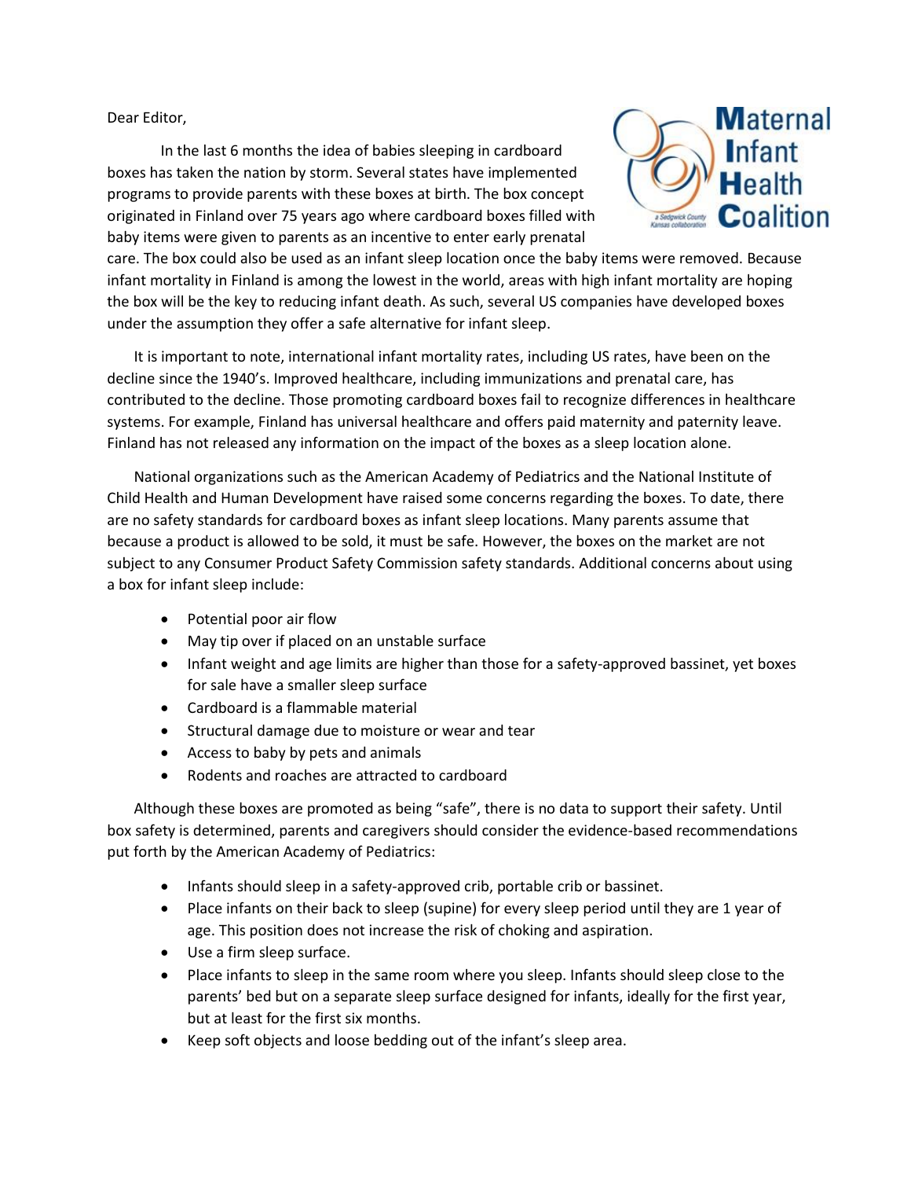Maternal Infant Health Coalition

a Sedgwick County Kansas collaboration

Dear Editor,

In the last 6 months the idea of babies sleeping in cardboard boxes has taken the nation by storm. Several states have implemented programs to provide parents with these boxes at birth. The box concept originated in Finland over 75 years ago where cardboard boxes filled with baby items were given to parents as an incentive to enter early prenatal care. The box could also be used as an infant sleep location once the baby items were removed. Because infant mortality in Finland is among the lowest in the world, areas with high infant mortality are hoping the box will be the key to reducing infant death. As such, several US companies have developed boxes under the assumption they offer a safe alternative for infant sleep.

It is important to note, international infant mortality rates, including US rates, have been on the decline since the 1940's. Improved healthcare, including immunizations and prenatal care, has contributed to the decline. Those promoting cardboard boxes fail to recognize differences in healthcare systems. For example, Finland has universal healthcare and offers paid maternity and paternity leave. Finland has not released any information on the impact of the boxes as a sleep location alone.

National organizations such as the American Academy of Pediatrics and the National Institute of Child Health and Human Development have raised some concerns regarding the boxes. To date, there are no safety standards for cardboard boxes as infant sleep locations. Many parents assume that because a product is allowed to be sold, it must be safe. However, the boxes on the market are not subject to any Consumer Product Safety Commission safety standards. Additional concerns about using a box for infant sleep include:

- Potential poor air flow
- May tip over if placed on an unstable surface
- Infant weight and age limits are higher than those for a safety-approved bassinet, yet boxes for sale have a smaller sleep surface
- Cardboard is a flammable material
- Structural damage due to moisture or wear and tear
- Access to baby by pets and animals
- Rodents and roaches are attracted to cardboard

Although these boxes are promoted as being "safe", there is no data to support their safety. Until box safety is determined, parents and caregivers should consider the evidence-based recommendations put forth by the American Academy of Pediatrics:

- Infants should sleep in a safety-approved crib, portable crib or bassinet.
- Place infants on their back to sleep (supine) for every sleep period until they are 1 year of age. This position does not increase the risk of choking and aspiration.
- Use a firm sleep surface.
- Place infants to sleep in the same room where you sleep. Infants should sleep close to the parents' bed but on a separate sleep surface designed for infants, ideally for the first year, but at least for the first six months.
- Keep soft objects and loose bedding out of the infant's sleep area.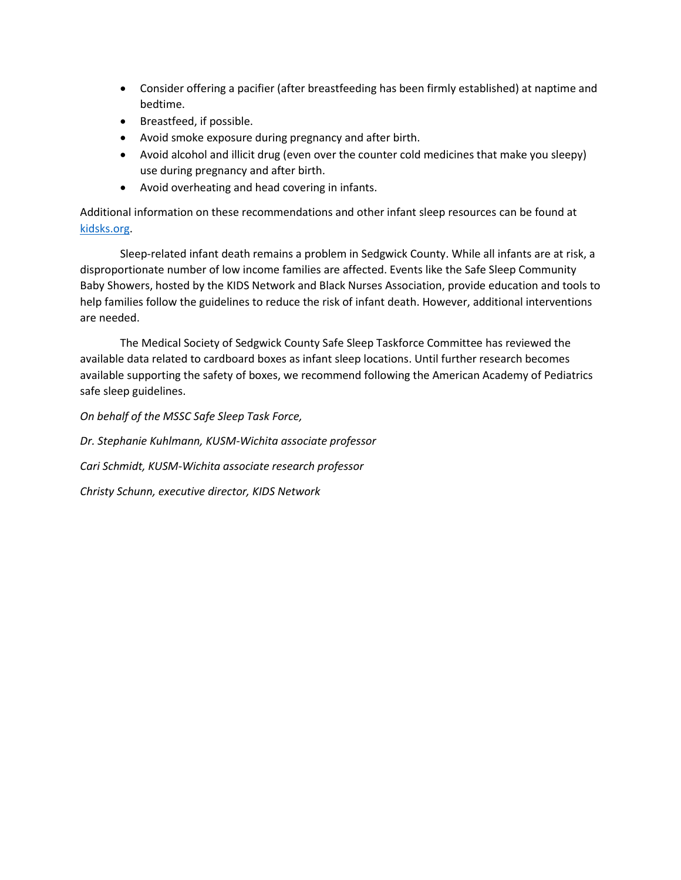- Consider offering a pacifier (after breastfeeding has been firmly established) at naptime and bedtime.
- Breastfeed, if possible.
- Avoid smoke exposure during pregnancy and after birth.
- Avoid alcohol and illicit drug (even over the counter cold medicines that make you sleepy) use during pregnancy and after birth.
- Avoid overheating and head covering in infants.

Additional information on these recommendations and other infant sleep resources can be found at [kidsks.org](kidsks.org).

Sleep-related infant death remains a problem in Sedgwick County. While all infants are at risk, a disproportionate number of low income families are affected. Events like the Safe Sleep Community Baby Showers, hosted by the KIDS Network and Black Nurses Association, provide education and tools to help families follow the guidelines to reduce the risk of infant death. However, additional interventions are needed.

The Medical Society of Sedgwick County Safe Sleep Taskforce Committee has reviewed the available data related to cardboard boxes as infant sleep locations. Until further research becomes available supporting the safety of boxes, we recommend following the American Academy of Pediatrics safe sleep guidelines.

*On behalf of the MSSC Safe Sleep Task Force,*

*Dr. Stephanie Kuhlmann, KUSM-Wichita associate professor*

*Cari Schmidt, KUSM-Wichita associate research professor*

*Christy Schunn, executive director, KIDS Network*